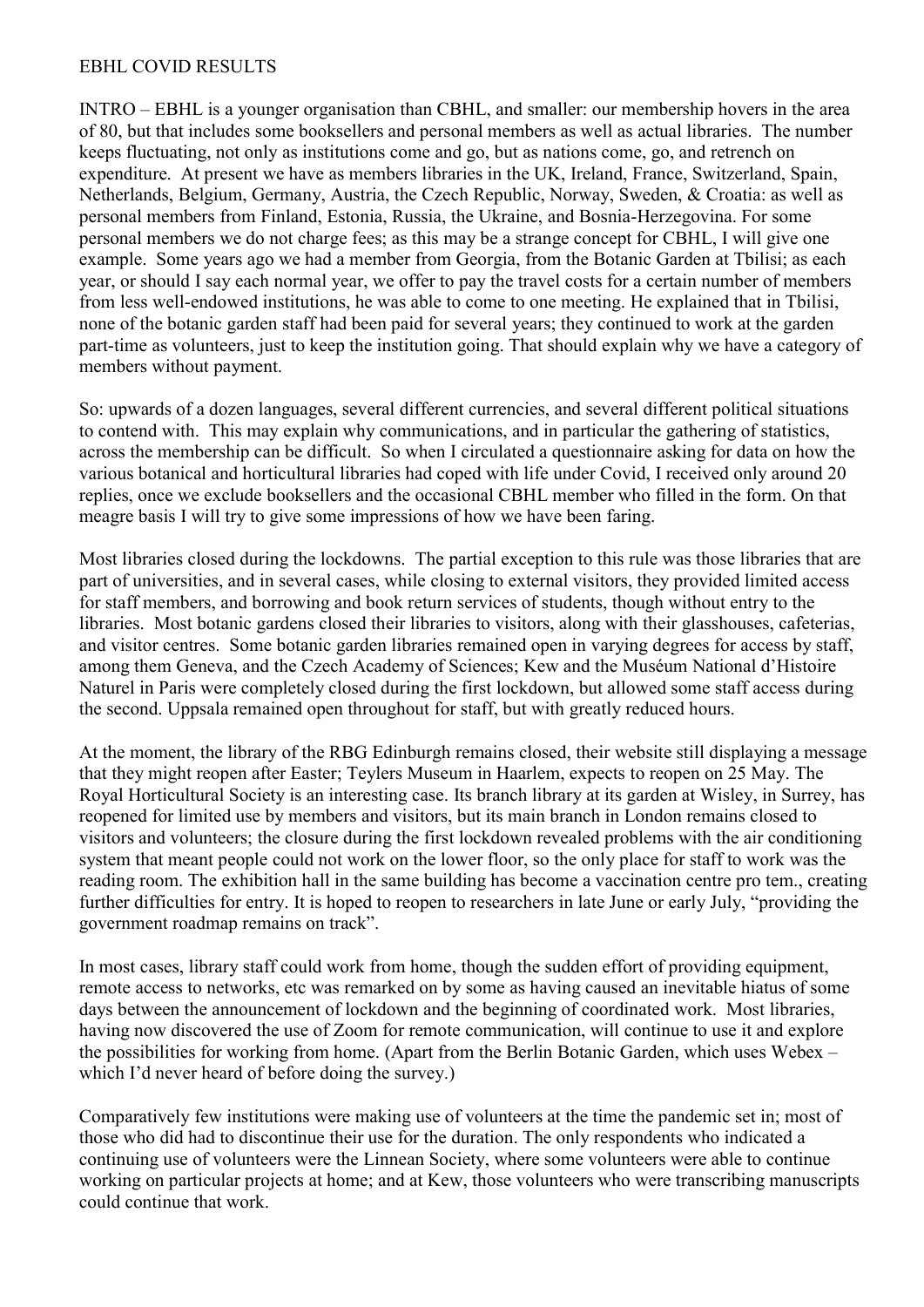# EBHL COVID RESULTS

INTRO – EBHL is a younger organisation than CBHL, and smaller: our membership hovers in the area of 80, but that includes some booksellers and personal members as well as actual libraries. The number keeps fluctuating, not only as institutions come and go, but as nations come, go, and retrench on expenditure. At present we have as members libraries in the UK, Ireland, France, Switzerland, Spain, Netherlands, Belgium, Germany, Austria, the Czech Republic, Norway, Sweden, & Croatia: as well as personal members from Finland, Estonia, Russia, the Ukraine, and Bosnia-Herzegovina. For some personal members we do not charge fees; as this may be a strange concept for CBHL, I will give one example. Some years ago we had a member from Georgia, from the Botanic Garden at Tbilisi; as each year, or should I say each normal year, we offer to pay the travel costs for a certain number of members from less well-endowed institutions, he was able to come to one meeting. He explained that in Tbilisi, none of the botanic garden staff had been paid for several years; they continued to work at the garden part-time as volunteers, just to keep the institution going. That should explain why we have a category of members without payment.

So: upwards of a dozen languages, several different currencies, and several different political situations to contend with. This may explain why communications, and in particular the gathering of statistics, across the membership can be difficult. So when I circulated a questionnaire asking for data on how the various botanical and horticultural libraries had coped with life under Covid, I received only around 20 replies, once we exclude booksellers and the occasional CBHL member who filled in the form. On that meagre basis I will try to give some impressions of how we have been faring.

Most libraries closed during the lockdowns. The partial exception to this rule was those libraries that are part of universities, and in several cases, while closing to external visitors, they provided limited access for staff members, and borrowing and book return services of students, though without entry to the libraries. Most botanic gardens closed their libraries to visitors, along with their glasshouses, cafeterias, and visitor centres. Some botanic garden libraries remained open in varying degrees for access by staff, among them Geneva, and the Czech Academy of Sciences; Kew and the Muséum National d'Histoire Naturel in Paris were completely closed during the first lockdown, but allowed some staff access during the second. Uppsala remained open throughout for staff, but with greatly reduced hours.

At the moment, the library of the RBG Edinburgh remains closed, their website still displaying a message that they might reopen after Easter; Teylers Museum in Haarlem, expects to reopen on 25 May. The Royal Horticultural Society is an interesting case. Its branch library at its garden at Wisley, in Surrey, has reopened for limited use by members and visitors, but its main branch in London remains closed to visitors and volunteers; the closure during the first lockdown revealed problems with the air conditioning system that meant people could not work on the lower floor, so the only place for staff to work was the reading room. The exhibition hall in the same building has become a vaccination centre pro tem., creating further difficulties for entry. It is hoped to reopen to researchers in late June or early July, "providing the government roadmap remains on track".

In most cases, library staff could work from home, though the sudden effort of providing equipment, remote access to networks, etc was remarked on by some as having caused an inevitable hiatus of some days between the announcement of lockdown and the beginning of coordinated work. Most libraries, having now discovered the use of Zoom for remote communication, will continue to use it and explore the possibilities for working from home. (Apart from the Berlin Botanic Garden, which uses Webex – which I'd never heard of before doing the survey.)

Comparatively few institutions were making use of volunteers at the time the pandemic set in; most of those who did had to discontinue their use for the duration. The only respondents who indicated a continuing use of volunteers were the Linnean Society, where some volunteers were able to continue working on particular projects at home; and at Kew, those volunteers who were transcribing manuscripts could continue that work.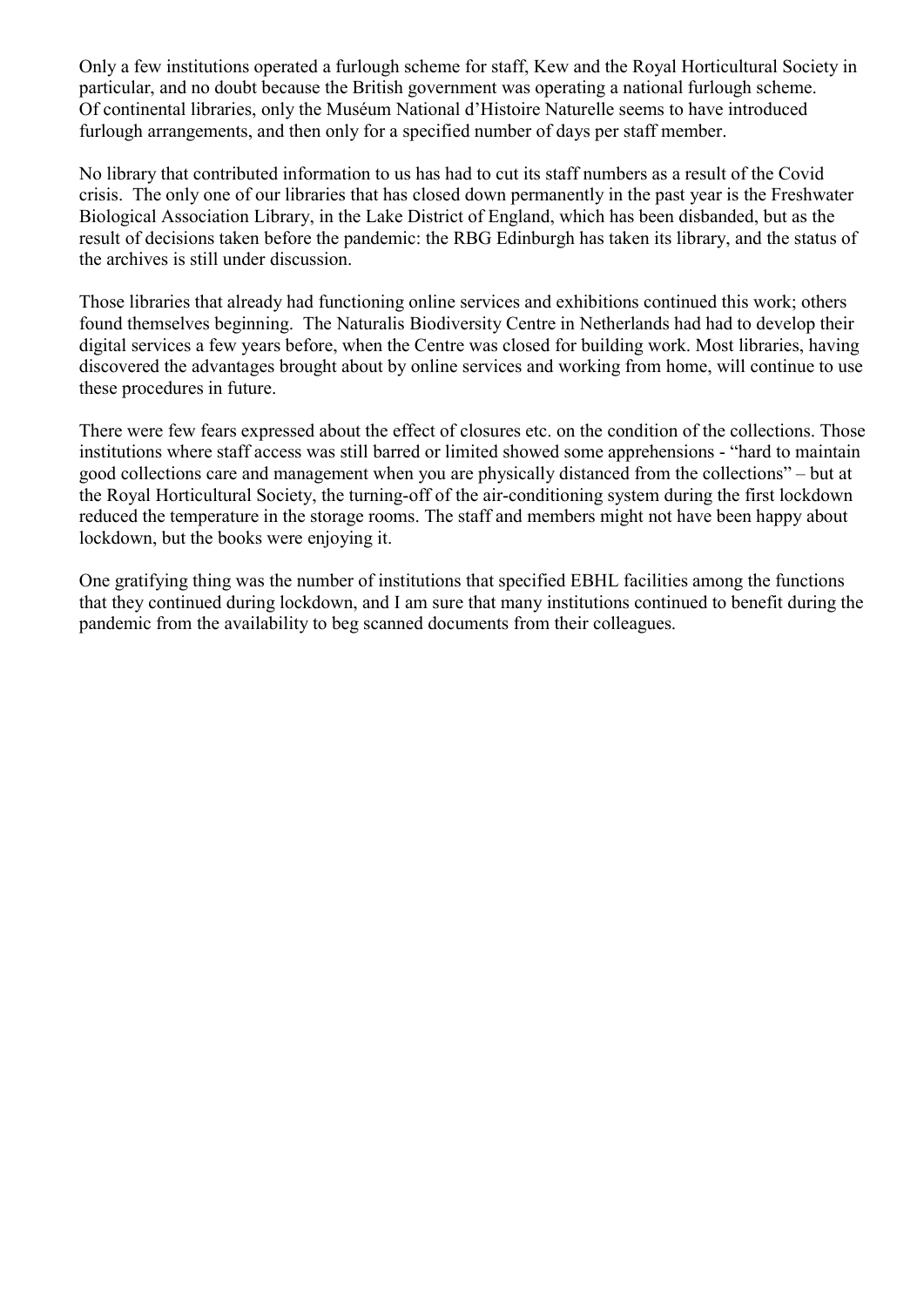Only a few institutions operated a furlough scheme for staff, Kew and the Royal Horticultural Society in particular, and no doubt because the British government was operating a national furlough scheme. Of continental libraries, only the Muséum National d'Histoire Naturelle seems to have introduced furlough arrangements, and then only for a specified number of days per staff member.

No library that contributed information to us has had to cut its staff numbers as a result of the Covid crisis. The only one of our libraries that has closed down permanently in the past year is the Freshwater Biological Association Library, in the Lake District of England, which has been disbanded, but as the result of decisions taken before the pandemic: the RBG Edinburgh has taken its library, and the status of the archives is still under discussion.

Those libraries that already had functioning online services and exhibitions continued this work; others found themselves beginning. The Naturalis Biodiversity Centre in Netherlands had had to develop their digital services a few years before, when the Centre was closed for building work. Most libraries, having discovered the advantages brought about by online services and working from home, will continue to use these procedures in future.

There were few fears expressed about the effect of closures etc. on the condition of the collections. Those institutions where staff access was still barred or limited showed some apprehensions - "hard to maintain good collections care and management when you are physically distanced from the collections" – but at the Royal Horticultural Society, the turning-off of the air-conditioning system during the first lockdown reduced the temperature in the storage rooms. The staff and members might not have been happy about lockdown, but the books were enjoying it.

One gratifying thing was the number of institutions that specified EBHL facilities among the functions that they continued during lockdown, and I am sure that many institutions continued to benefit during the pandemic from the availability to beg scanned documents from their colleagues.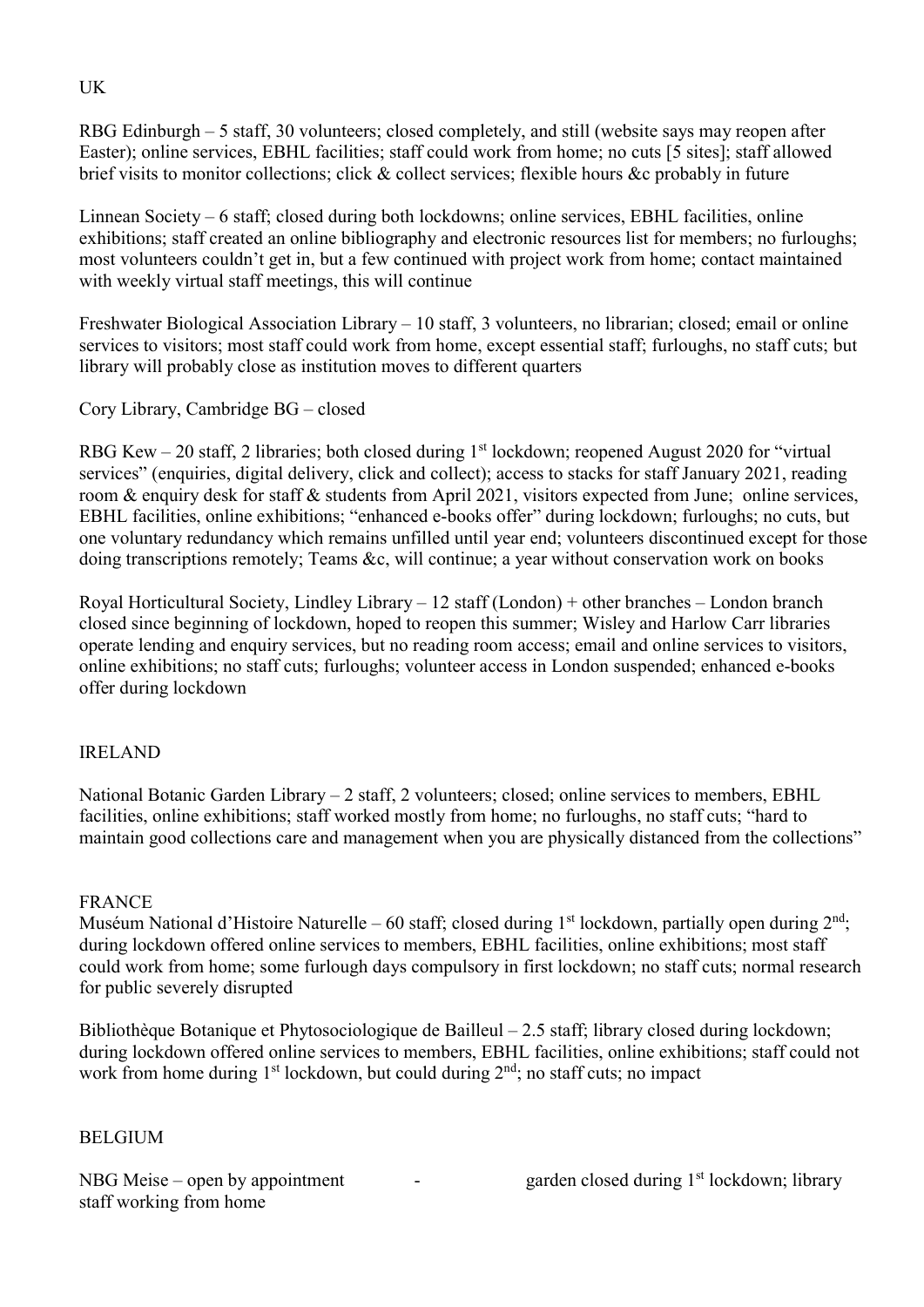## UK

RBG Edinburgh – 5 staff, 30 volunteers; closed completely, and still (website says may reopen after Easter); online services, EBHL facilities; staff could work from home; no cuts [5 sites]; staff allowed brief visits to monitor collections; click & collect services; flexible hours &c probably in future

Linnean Society – 6 staff; closed during both lockdowns; online services, EBHL facilities, online exhibitions; staff created an online bibliography and electronic resources list for members; no furloughs; most volunteers couldn't get in, but a few continued with project work from home; contact maintained with weekly virtual staff meetings, this will continue

Freshwater Biological Association Library – 10 staff, 3 volunteers, no librarian; closed; email or online services to visitors; most staff could work from home, except essential staff; furloughs, no staff cuts; but library will probably close as institution moves to different quarters

Cory Library, Cambridge BG – closed

RBG Kew – 20 staff, 2 libraries; both closed during 1st lockdown; reopened August 2020 for "virtual services" (enquiries, digital delivery, click and collect); access to stacks for staff January 2021, reading room & enquiry desk for staff & students from April 2021, visitors expected from June; online services, EBHL facilities, online exhibitions; "enhanced e-books offer" during lockdown; furloughs; no cuts, but one voluntary redundancy which remains unfilled until year end; volunteers discontinued except for those doing transcriptions remotely; Teams &c, will continue; a year without conservation work on books

Royal Horticultural Society, Lindley Library – 12 staff (London) + other branches – London branch closed since beginning of lockdown, hoped to reopen this summer; Wisley and Harlow Carr libraries operate lending and enquiry services, but no reading room access; email and online services to visitors, online exhibitions; no staff cuts; furloughs; volunteer access in London suspended; enhanced e-books offer during lockdown

## IRELAND

National Botanic Garden Library – 2 staff, 2 volunteers; closed; online services to members, EBHL facilities, online exhibitions; staff worked mostly from home; no furloughs, no staff cuts; "hard to maintain good collections care and management when you are physically distanced from the collections"

## FRANCE

Muséum National d'Histoire Naturelle – 60 staff; closed during 1st lockdown, partially open during 2nd; during lockdown offered online services to members, EBHL facilities, online exhibitions; most staff could work from home; some furlough days compulsory in first lockdown; no staff cuts; normal research for public severely disrupted

Bibliothèque Botanique et Phytosociologique de Bailleul – 2.5 staff; library closed during lockdown; during lockdown offered online services to members, EBHL facilities, online exhibitions; staff could not work from home during 1st lockdown, but could during 2nd; no staff cuts; no impact

## BELGIUM

NBG Meise – open by appointment - garden closed during 1st lockdown; library staff working from home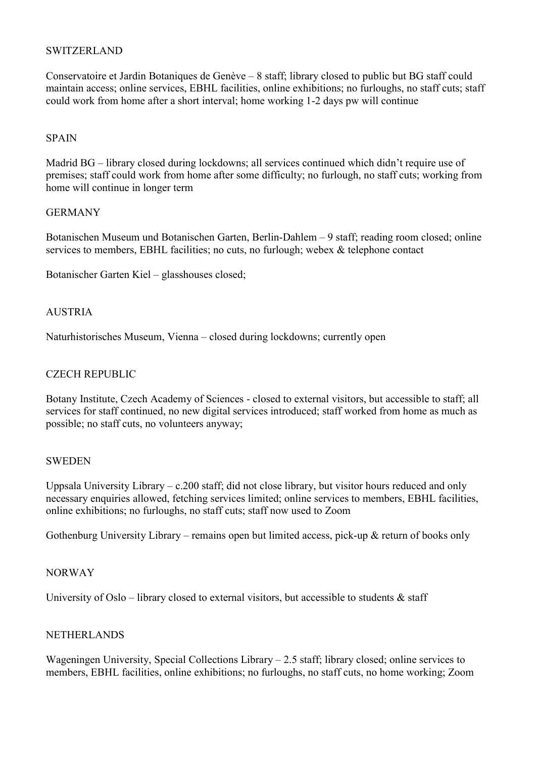## SWITZERLAND

Conservatoire et Jardin Botaniques de Genève – 8 staff; library closed to public but BG staff could maintain access; online services, EBHL facilities, online exhibitions; no furloughs, no staff cuts; staff could work from home after a short interval; home working 1-2 days pw will continue

## SPAIN

Madrid BG – library closed during lockdowns; all services continued which didn't require use of premises; staff could work from home after some difficulty; no furlough, no staff cuts; working from home will continue in longer term

## GERMANY

Botanischen Museum und Botanischen Garten, Berlin-Dahlem – 9 staff; reading room closed; online services to members, EBHL facilities; no cuts, no furlough; webex & telephone contact

Botanischer Garten Kiel – glasshouses closed;

## AUSTRIA

Naturhistorisches Museum, Vienna – closed during lockdowns; currently open

## CZECH REPUBLIC

Botany Institute, Czech Academy of Sciences - closed to external visitors, but accessible to staff; all services for staff continued, no new digital services introduced; staff worked from home as much as possible; no staff cuts, no volunteers anyway;

## SWEDEN

Uppsala University Library – c.200 staff; did not close library, but visitor hours reduced and only necessary enquiries allowed, fetching services limited; online services to members, EBHL facilities, online exhibitions; no furloughs, no staff cuts; staff now used to Zoom

Gothenburg University Library – remains open but limited access, pick-up & return of books only

## NORWAY

University of Oslo – library closed to external visitors, but accessible to students & staff

## NETHERLANDS

Wageningen University, Special Collections Library – 2.5 staff; library closed; online services to members, EBHL facilities, online exhibitions; no furloughs, no staff cuts, no home working; Zoom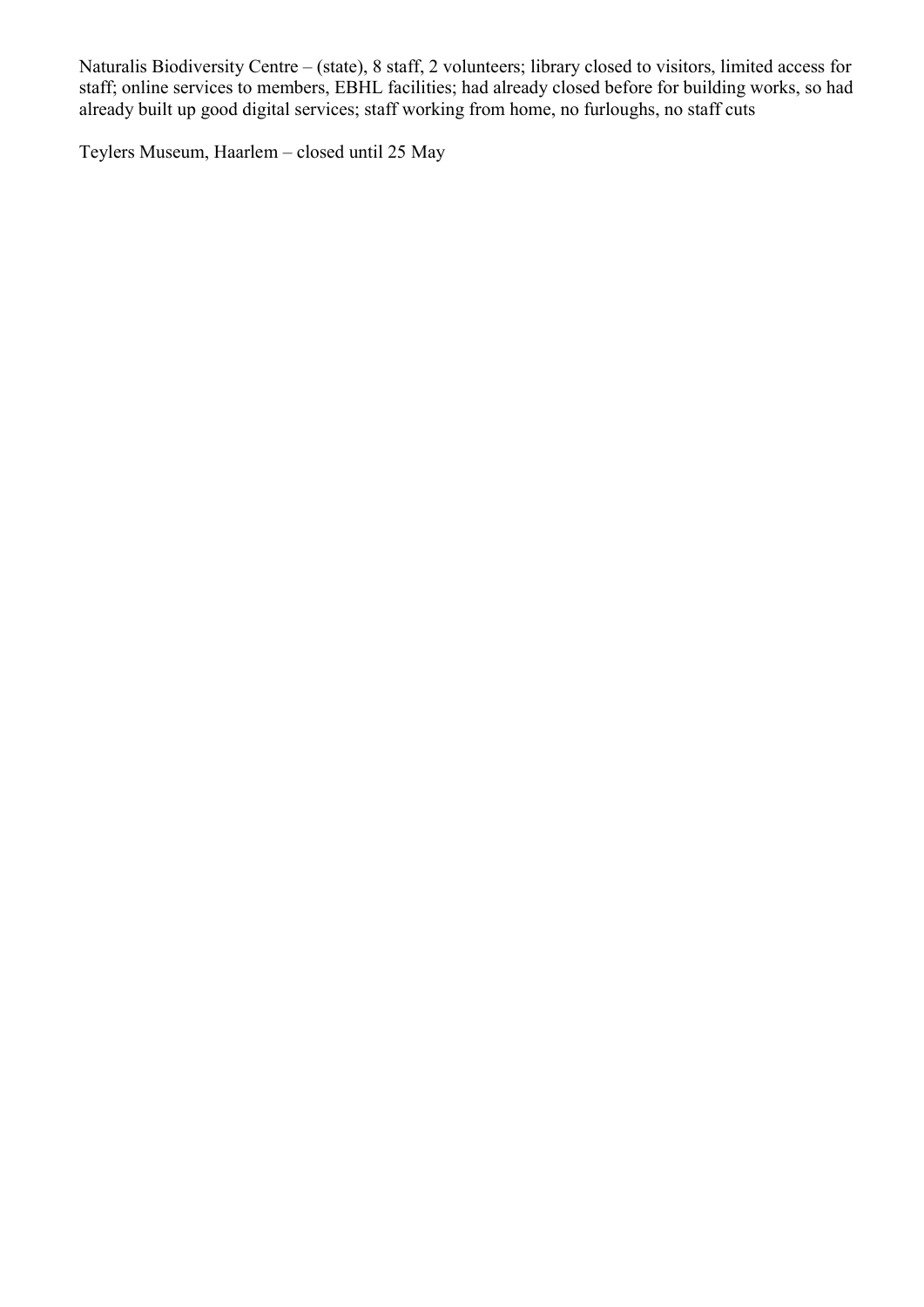Naturalis Biodiversity Centre – (state), 8 staff, 2 volunteers; library closed to visitors, limited access for staff; online services to members, EBHL facilities; had already closed before for building works, so had already built up good digital services; staff working from home, no furloughs, no staff cuts

Teylers Museum, Haarlem – closed until 25 May